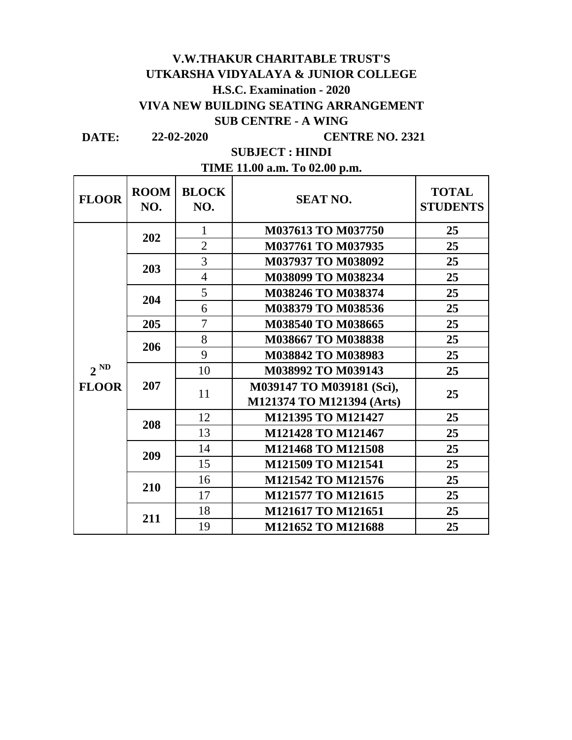# V.W.THAKUR CHARITABLE TRUST'S
# UTKARSHA VIDYALAYA & JUNIOR COLLEGE
## H.S.C. Examination - 2020
## VIVA NEW BUILDING SEATING ARRANGEMENT
## SUB CENTRE - A WING

**DATE:** 22-02-2020 **CENTRE NO. 2321**

**SUBJECT : HINDI**

**TIME 11.00 a.m. To 02.00 p.m.**

| FLOOR | ROOM NO. | BLOCK NO. | SEAT NO. | TOTAL STUDENTS |
|---|---|---|---|---|
| 2 ND FLOOR | 202 | 1 | M037613 TO M037750 | 25 |
| | | 2 | M037761 TO M037935 | 25 |
| | 203 | 3 | M037937 TO M038092 | 25 |
| | | 4 | M038099 TO M038234 | 25 |
| | 204 | 5 | M038246 TO M038374 | 25 |
| | | 6 | M038379 TO M038536 | 25 |
| | 205 | 7 | M038540 TO M038665 | 25 |
| | 206 | 8 | M038667 TO M038838 | 25 |
| | | 9 | M038842 TO M038983 | 25 |
| | 207 | 10 | M038992 TO M039143 | 25 |
| | | 11 | M039147 TO M039181 (Sci), M121374 TO M121394 (Arts) | 25 |
| | 208 | 12 | M121395 TO M121427 | 25 |
| | | 13 | M121428 TO M121467 | 25 |
| | 209 | 14 | M121468 TO M121508 | 25 |
| | | 15 | M121509 TO M121541 | 25 |
| | 210 | 16 | M121542 TO M121576 | 25 |
| | | 17 | M121577 TO M121615 | 25 |
| | 211 | 18 | M121617 TO M121651 | 25 |
| | | 19 | M121652 TO M121688 | 25 |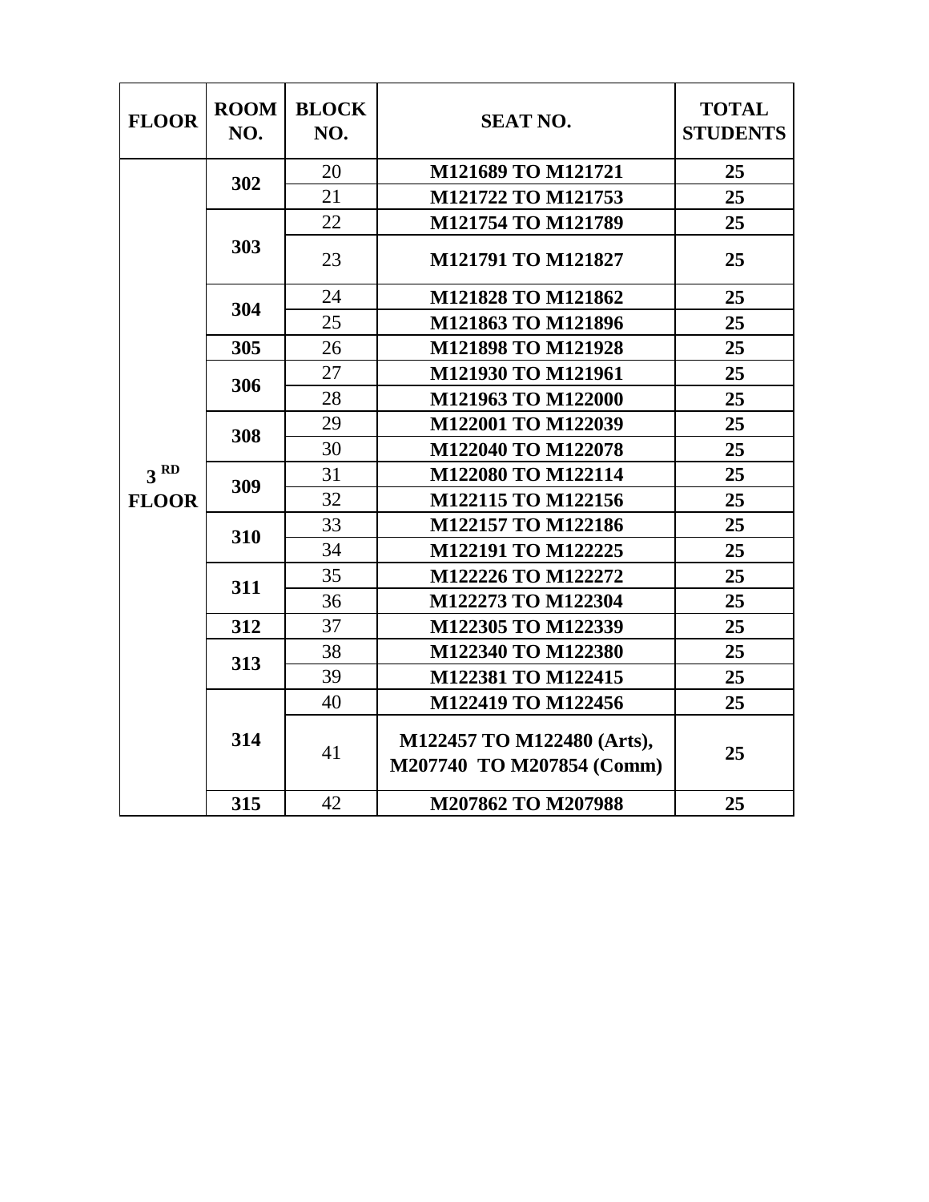| FLOOR | ROOM NO. | BLOCK NO. | SEAT NO. | TOTAL STUDENTS |
|---|---|---|---|---|
| 3 RD FLOOR | 302 | 20 | M121689 TO M121721 | 25 |
| | | 21 | M121722 TO M121753 | 25 |
| | 303 | 22 | M121754 TO M121789 | 25 |
| | | 23 | M121791 TO M121827 | 25 |
| | 304 | 24 | M121828 TO M121862 | 25 |
| | | 25 | M121863 TO M121896 | 25 |
| | 305 | 26 | M121898 TO M121928 | 25 |
| | 306 | 27 | M121930 TO M121961 | 25 |
| | | 28 | M121963 TO M122000 | 25 |
| | 308 | 29 | M122001 TO M122039 | 25 |
| | | 30 | M122040 TO M122078 | 25 |
| | 309 | 31 | M122080 TO M122114 | 25 |
| | | 32 | M122115 TO M122156 | 25 |
| | 310 | 33 | M122157 TO M122186 | 25 |
| | | 34 | M122191 TO M122225 | 25 |
| | 311 | 35 | M122226 TO M122272 | 25 |
| | | 36 | M122273 TO M122304 | 25 |
| | 312 | 37 | M122305 TO M122339 | 25 |
| | 313 | 38 | M122340 TO M122380 | 25 |
| | | 39 | M122381 TO M122415 | 25 |
| | 314 | 40 | M122419 TO M122456 | 25 |
| | | 41 | M122457 TO M122480 (Arts), M207740 TO M207854 (Comm) | 25 |
| | 315 | 42 | M207862 TO M207988 | 25 |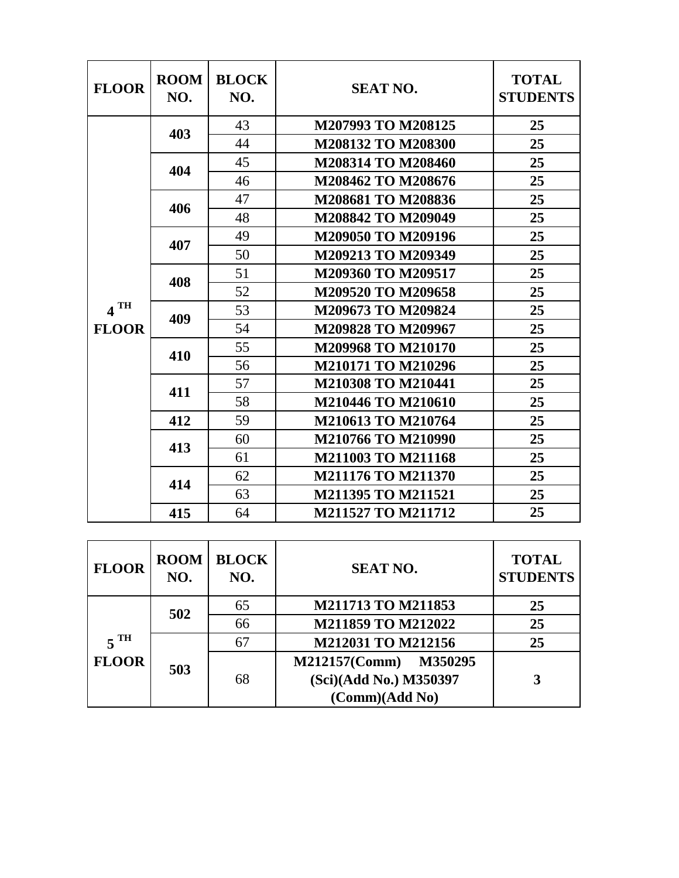| FLOOR | ROOM NO. | BLOCK NO. | SEAT NO. | TOTAL STUDENTS |
|---|---|---|---|---|
| 4 TH FLOOR | 403 | 43 | M207993 TO M208125 | 25 |
| | | 44 | M208132 TO M208300 | 25 |
| | 404 | 45 | M208314 TO M208460 | 25 |
| | | 46 | M208462 TO M208676 | 25 |
| | 406 | 47 | M208681 TO M208836 | 25 |
| | | 48 | M208842 TO M209049 | 25 |
| | 407 | 49 | M209050 TO M209196 | 25 |
| | | 50 | M209213 TO M209349 | 25 |
| | 408 | 51 | M209360 TO M209517 | 25 |
| | | 52 | M209520 TO M209658 | 25 |
| | 409 | 53 | M209673 TO M209824 | 25 |
| | | 54 | M209828 TO M209967 | 25 |
| | 410 | 55 | M209968 TO M210170 | 25 |
| | | 56 | M210171 TO M210296 | 25 |
| | 411 | 57 | M210308 TO M210441 | 25 |
| | | 58 | M210446 TO M210610 | 25 |
| | 412 | 59 | M210613 TO M210764 | 25 |
| | 413 | 60 | M210766 TO M210990 | 25 |
| | | 61 | M211003 TO M211168 | 25 |
| | 414 | 62 | M211176 TO M211370 | 25 |
| | | 63 | M211395 TO M211521 | 25 |
| | 415 | 64 | M211527 TO M211712 | 25 |

| FLOOR | ROOM NO. | BLOCK NO. | SEAT NO. | TOTAL STUDENTS |
|---|---|---|---|---|
| 5 TH FLOOR | 502 | 65 | M211713 TO M211853 | 25 |
| | | 66 | M211859 TO M212022 | 25 |
| | 503 | 67 | M212031 TO M212156 | 25 |
| | | 68 | M212157(Comm) M350295 (Sci)(Add No.) M350397 (Comm)(Add No) | 3 |